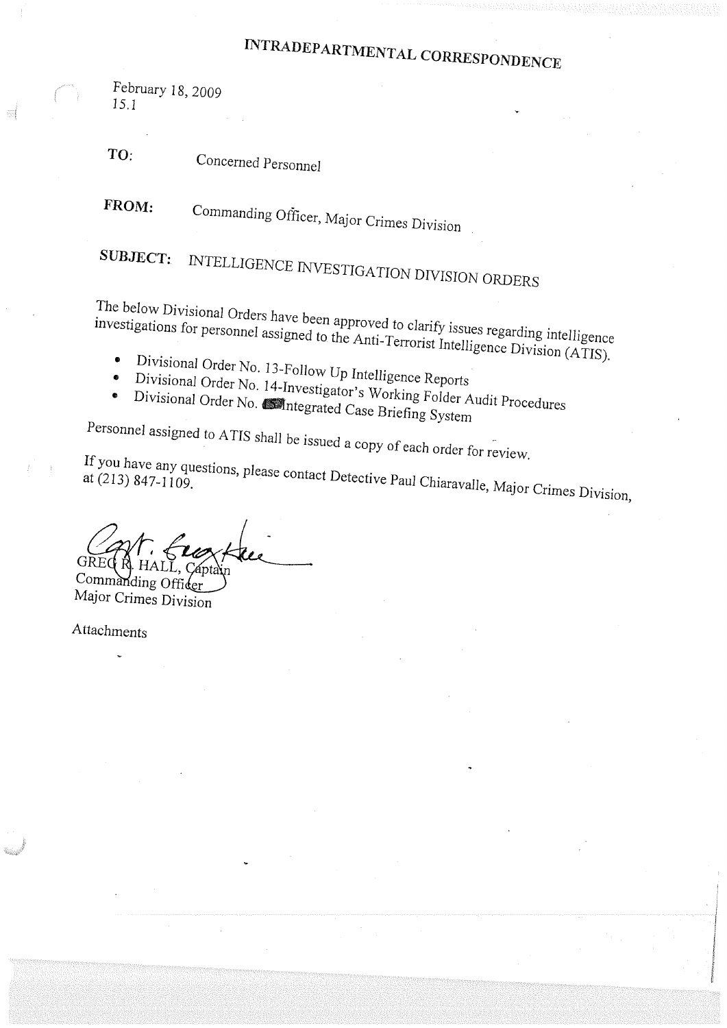# INTRADEPARTMENTAL CORRESPONDENCE

February 18, 2009
15.1

**TO:** Concerned Personnel

**FROM:** Commanding Officer, Major Crimes Division

**SUBJECT:** INTELLIGENCE INVESTIGATION DIVISION ORDERS

The below Divisional Orders have been approved to clarify issues regarding intelligence investigations for personnel assigned to the Anti-Terrorist Intelligence Division (ATIS).

- Divisional Order No. 13-Follow Up Intelligence Reports
- Divisional Order No. 14-Investigator's Working Folder Audit Procedures
- Divisional Order No. ■Integrated Case Briefing System

Personnel assigned to ATIS shall be issued a copy of each order for review.

If you have any questions, please contact Detective Paul Chiaravalle, Major Crimes Division, at (213) 847-1109.

GREG R. HALL, Captain
Commanding Officer
Major Crimes Division

Attachments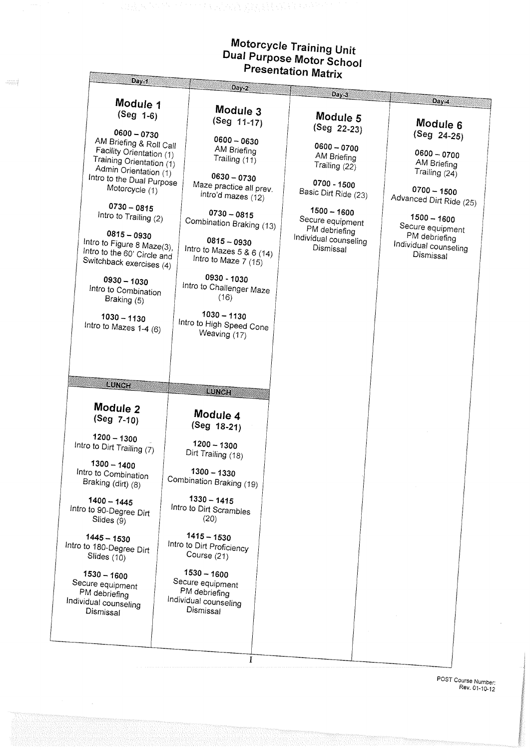# Motorcycle Training Unit
# Dual Purpose Motor School
# Presentation Matrix

| Day-1 | Day-2 | Day-3 | Day-4 |
|---|---|---|---|
| **Module 1** (Seg 1-6)<br><br>**0600 – 0730**<br>AM Briefing & Roll Call<br>Facility Orientation (1)<br>Training Orientation (1)<br>Admin Orientation (1)<br>Intro to the Dual Purpose Motorcycle (1)<br><br>**0730 – 0815**<br>Intro to Trailing (2)<br><br>**0815 – 0930**<br>Intro to Figure 8 Maze(3),<br>Intro to the 60' Circle and Switchback exercises (4)<br><br>**0930 – 1030**<br>Intro to Combination Braking (5)<br><br>**1030 – 1130**<br>Intro to Mazes 1-4 (6) | **Module 3** (Seg 11-17)<br><br>**0600 – 0630**<br>AM Briefing<br>Trailing (11)<br><br>**0630 – 0730**<br>Maze practice all prev. intro'd mazes (12)<br><br>**0730 – 0815**<br>Combination Braking (13)<br><br>**0815 – 0930**<br>Intro to Mazes 5 & 6 (14)<br>Intro to Maze 7 (15)<br><br>**0930 - 1030**<br>Intro to Challenger Maze (16)<br><br>**1030 – 1130**<br>Intro to High Speed Cone Weaving (17) | **Module 5** (Seg 22-23)<br><br>**0600 – 0700**<br>AM Briefing<br>Trailing (22)<br><br>**0700 - 1500**<br>Basic Dirt Ride (23)<br><br>**1500 – 1600**<br>Secure equipment<br>PM debriefing<br>Individual counseling<br>Dismissal | **Module 6** (Seg 24-25)<br><br>**0600 – 0700**<br>AM Briefing<br>Trailing (24)<br><br>**0700 – 1500**<br>Advanced Dirt Ride (25)<br><br>**1500 – 1600**<br>Secure equipment<br>PM debriefing<br>Individual counseling<br>Dismissal |
| **LUNCH** | **LUNCH** | | |
| **Module 2** (Seg 7-10)<br><br>**1200 – 1300**<br>Intro to Dirt Trailing (7)<br><br>**1300 – 1400**<br>Intro to Combination Braking (dirt) (8)<br><br>**1400 – 1445**<br>Intro to 90-Degree Dirt Slides (9)<br><br>**1445 – 1530**<br>Intro to 180-Degree Dirt Slides (10)<br><br>**1530 – 1600**<br>Secure equipment<br>PM debriefing<br>Individual counseling<br>Dismissal | **Module 4** (Seg 18-21)<br><br>**1200 – 1300**<br>Dirt Trailing (18)<br><br>**1300 – 1330**<br>Combination Braking (19)<br><br>**1330 – 1415**<br>Intro to Dirt Scrambles (20)<br><br>**1415 – 1530**<br>Intro to Dirt Proficiency Course (21)<br><br>**1530 – 1600**<br>Secure equipment<br>PM debriefing<br>Individual counseling<br>Dismissal | | |

POST Course Number:
Rev. 01-10-12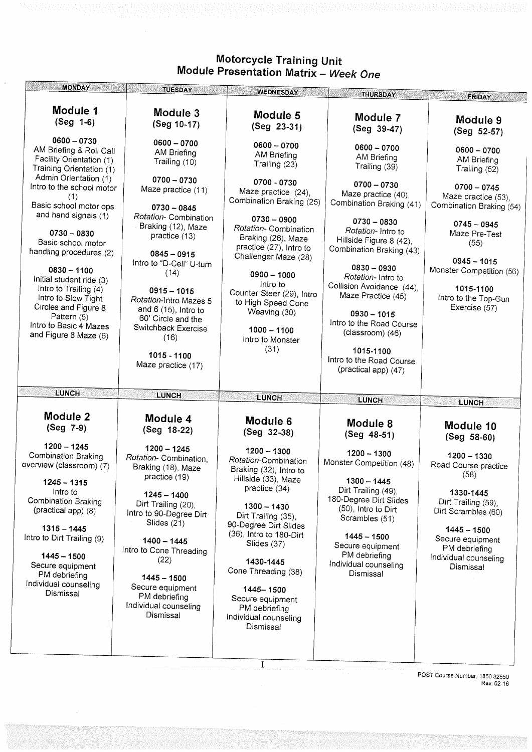# Motorcycle Training Unit
## Module Presentation Matrix – *Week One*

| MONDAY | TUESDAY | WEDNESDAY | THURSDAY | FRIDAY |
|---|---|---|---|---|
| **Module 1** **(Seg 1-6)**<br><br>**0600 – 0730**<br>AM Briefing & Roll Call<br>Facility Orientation (1)<br>Training Orientation (1)<br>Admin Orientation (1)<br>Intro to the school motor (1)<br>Basic school motor ops and hand signals (1)<br><br>**0730 – 0830**<br>Basic school motor handling procedures (2)<br><br>**0830 – 1100**<br>Initial student ride (3)<br>Intro to Trailing (4)<br>Intro to Slow Tight Circles and Figure 8 Pattern (5)<br>Intro to Basic 4 Mazes and Figure 8 Maze (6) | **Module 3** **(Seg 10-17)**<br><br>**0600 – 0700**<br>AM Briefing<br>Trailing (10)<br><br>**0700 – 0730**<br>Maze practice (11)<br><br>**0730 – 0845**<br>*Rotation*- Combination Braking (12), Maze practice (13)<br><br>**0845 – 0915**<br>Intro to "D-Cell" U-turn (14)<br><br>**0915 – 1015**<br>*Rotation*-Intro Mazes 5 and 6 (15), Intro to 60' Circle and the Switchback Exercise (16)<br><br>**1015 - 1100**<br>Maze practice (17) | **Module 5** **(Seg 23-31)**<br><br>**0600 – 0700**<br>AM Briefing<br>Trailing (23)<br><br>**0700 - 0730**<br>Maze practice (24), Combination Braking (25)<br><br>**0730 – 0900**<br>*Rotation*- Combination Braking (26), Maze practice (27), Intro to Challenger Maze (28)<br><br>**0900 – 1000**<br>Intro to Counter Steer (29), Intro to High Speed Cone Weaving (30)<br><br>**1000 – 1100**<br>Intro to Monster (31) | **Module 7** **(Seg 39-47)**<br><br>**0600 – 0700**<br>AM Briefing<br>Trailing (39)<br><br>**0700 – 0730**<br>Maze practice (40), Combination Braking (41)<br><br>**0730 – 0830**<br>*Rotation*- Intro to Hillside Figure 8 (42), Combination Braking (43)<br><br>**0830 – 0930**<br>*Rotation*- Intro to Collision Avoidance (44), Maze Practice (45)<br><br>**0930 – 1015**<br>Intro to the Road Course (classroom) (46)<br><br>**1015-1100**<br>Intro to the Road Course (practical app) (47) | **Module 9** **(Seg 52-57)**<br><br>**0600 – 0700**<br>AM Briefing<br>Trailing (52)<br><br>**0700 – 0745**<br>Maze practice (53), Combination Braking (54)<br><br>**0745 – 0945**<br>Maze Pre-Test (55)<br><br>**0945 – 1015**<br>Monster Competition (56)<br><br>**1015-1100**<br>Intro to the Top-Gun Exercise (57) |
| LUNCH | LUNCH | LUNCH | LUNCH | LUNCH |
| **Module 2** **(Seg 7-9)**<br><br>**1200 – 1245**<br>Combination Braking overview (classroom) (7)<br><br>**1245 – 1315**<br>Intro to Combination Braking (practical app) (8)<br><br>**1315 – 1445**<br>Intro to Dirt Trailing (9)<br><br>**1445 – 1500**<br>Secure equipment<br>PM debriefing<br>Individual counseling<br>Dismissal | **Module 4** **(Seg 18-22)**<br><br>**1200 – 1245**<br>*Rotation*- Combination, Braking (18), Maze practice (19)<br><br>**1245 – 1400**<br>Dirt Trailing (20), Intro to 90-Degree Dirt Slides (21)<br><br>**1400 – 1445**<br>Intro to Cone Threading (22)<br><br>**1445 – 1500**<br>Secure equipment<br>PM debriefing<br>Individual counseling<br>Dismissal | **Module 6** **(Seg 32-38)**<br><br>**1200 – 1300**<br>*Rotation*-Combination Braking (32), Intro to Hillside (33), Maze practice (34)<br><br>**1300 – 1430**<br>Dirt Trailing (35), 90-Degree Dirt Slides (36), Intro to 180-Dirt Slides (37)<br><br>**1430-1445**<br>Cone Threading (38)<br><br>**1445– 1500**<br>Secure equipment<br>PM debriefing<br>Individual counseling<br>Dismissal | **Module 8** **(Seg 48-51)**<br><br>**1200 – 1300**<br>Monster Competition (48)<br><br>**1300 – 1445**<br>Dirt Trailing (49), 180-Degree Dirt Slides (50), Intro to Dirt Scrambles (51)<br><br>**1445 – 1500**<br>Secure equipment<br>PM debriefing<br>Individual counseling<br>Dismissal | **Module 10** **(Seg 58-60)**<br><br>**1200 – 1330**<br>Road Course practice (58)<br><br>**1330-1445**<br>Dirt Trailing (59), Dirt Scrambles (60)<br><br>**1445 – 1500**<br>Secure equipment<br>PM debriefing<br>Individual counseling<br>Dismissal |

POST Course Number: 1850 32550
Rev. 02-16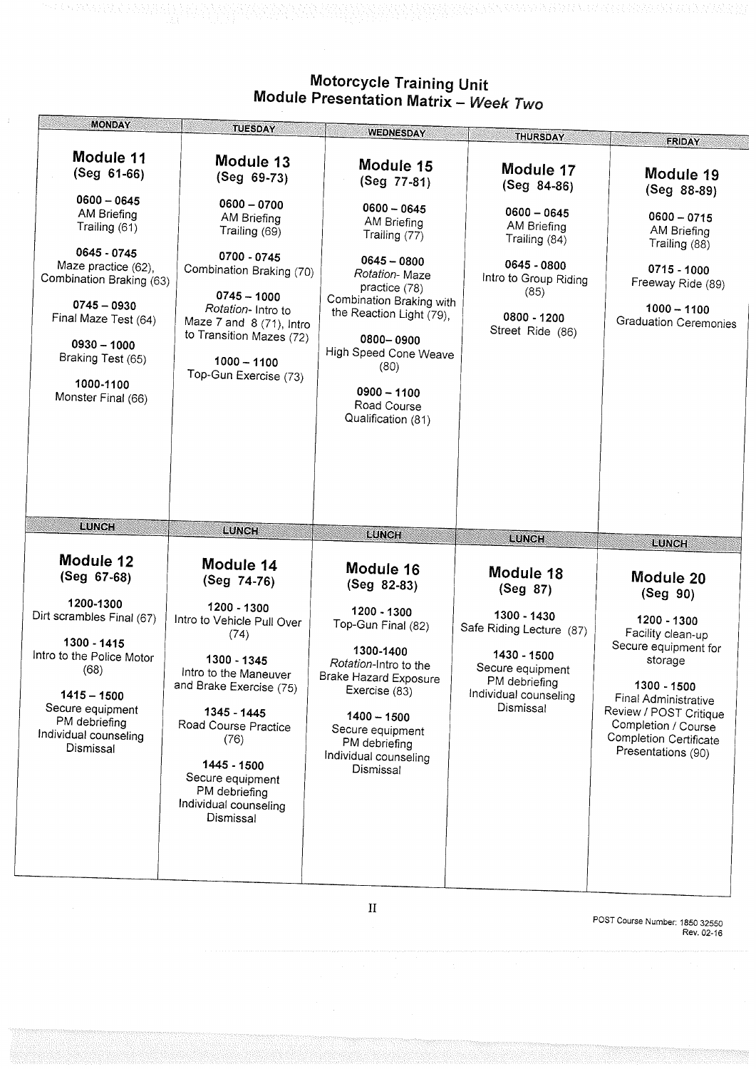# Motorcycle Training Unit
## Module Presentation Matrix – *Week Two*

| MONDAY | TUESDAY | WEDNESDAY | THURSDAY | FRIDAY |
|---|---|---|---|---|
| **Module 11** (Seg 61-66)<br><br>**0600 – 0645**<br>AM Briefing<br>Trailing (61)<br><br>**0645 - 0745**<br>Maze practice (62), Combination Braking (63)<br><br>**0745 – 0930**<br>Final Maze Test (64)<br><br>**0930 – 1000**<br>Braking Test (65)<br><br>**1000-1100**<br>Monster Final (66) | **Module 13** (Seg 69-73)<br><br>**0600 – 0700**<br>AM Briefing<br>Trailing (69)<br><br>**0700 - 0745**<br>Combination Braking (70)<br><br>**0745 – 1000**<br>*Rotation*- Intro to Maze 7 and 8 (71), Intro to Transition Mazes (72)<br><br>**1000 – 1100**<br>Top-Gun Exercise (73) | **Module 15** (Seg 77-81)<br><br>**0600 – 0645**<br>AM Briefing<br>Trailing (77)<br><br>**0645 – 0800**<br>*Rotation*- Maze practice (78)<br>Combination Braking with the Reaction Light (79),<br><br>**0800– 0900**<br>High Speed Cone Weave (80)<br><br>**0900 – 1100**<br>Road Course Qualification (81) | **Module 17** (Seg 84-86)<br><br>**0600 – 0645**<br>AM Briefing<br>Trailing (84)<br><br>**0645 - 0800**<br>Intro to Group Riding (85)<br><br>**0800 - 1200**<br>Street Ride (86) | **Module 19** (Seg 88-89)<br><br>**0600 – 0715**<br>AM Briefing<br>Trailing (88)<br><br>**0715 - 1000**<br>Freeway Ride (89)<br><br>**1000 – 1100**<br>Graduation Ceremonies |
| **LUNCH** | **LUNCH** | **LUNCH** | **LUNCH** | **LUNCH** |
| **Module 12** (Seg 67-68)<br><br>**1200-1300**<br>Dirt scrambles Final (67)<br><br>**1300 - 1415**<br>Intro to the Police Motor (68)<br><br>**1415 – 1500**<br>Secure equipment<br>PM debriefing<br>Individual counseling<br>Dismissal | **Module 14** (Seg 74-76)<br><br>**1200 - 1300**<br>Intro to Vehicle Pull Over (74)<br><br>**1300 - 1345**<br>Intro to the Maneuver and Brake Exercise (75)<br><br>**1345 - 1445**<br>Road Course Practice (76)<br><br>**1445 - 1500**<br>Secure equipment<br>PM debriefing<br>Individual counseling<br>Dismissal | **Module 16** (Seg 82-83)<br><br>**1200 - 1300**<br>Top-Gun Final (82)<br><br>**1300-1400**<br>*Rotation*-Intro to the Brake Hazard Exposure Exercise (83)<br><br>**1400 – 1500**<br>Secure equipment<br>PM debriefing<br>Individual counseling<br>Dismissal | **Module 18** (Seg 87)<br><br>**1300 - 1430**<br>Safe Riding Lecture (87)<br><br>**1430 - 1500**<br>Secure equipment<br>PM debriefing<br>Individual counseling<br>Dismissal | **Module 20** (Seg 90)<br><br>**1200 - 1300**<br>Facility clean-up<br>Secure equipment for storage<br><br>**1300 - 1500**<br>Final Administrative Review / POST Critique Completion / Course Completion Certificate Presentations (90) |

POST Course Number: 1850 32550
Rev. 02-16